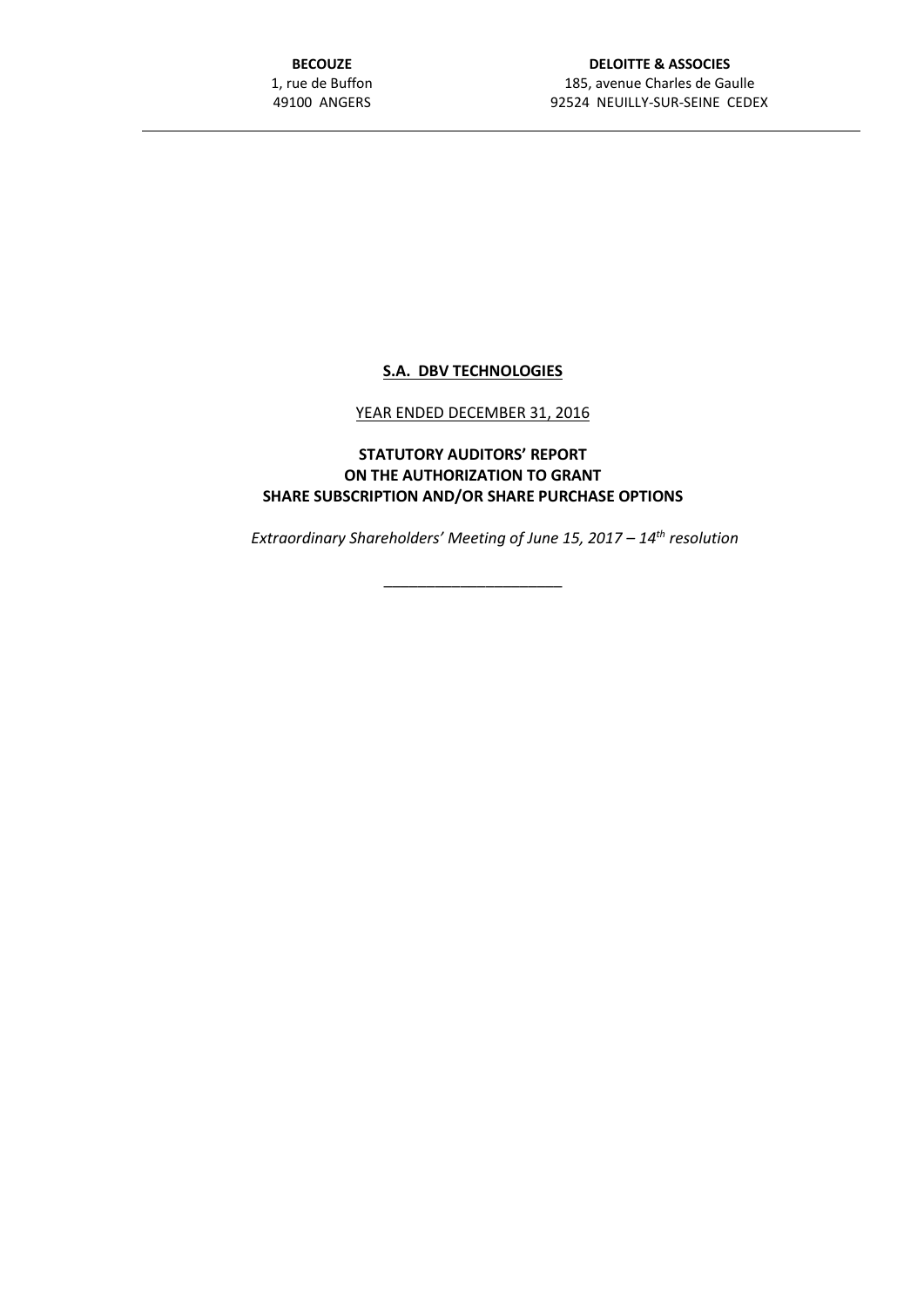**BECOUZE**
1, rue de Buffon
49100 ANGERS

**DELOITTE & ASSOCIES**
185, avenue Charles de Gaulle
92524 NEUILLY-SUR-SEINE CEDEX

---

# S.A. DBV TECHNOLOGIES

YEAR ENDED DECEMBER 31, 2016

## STATUTORY AUDITORS' REPORT ON THE AUTHORIZATION TO GRANT SHARE SUBSCRIPTION AND/OR SHARE PURCHASE OPTIONS

*Extraordinary Shareholders' Meeting of June 15, 2017 – 14th resolution*

---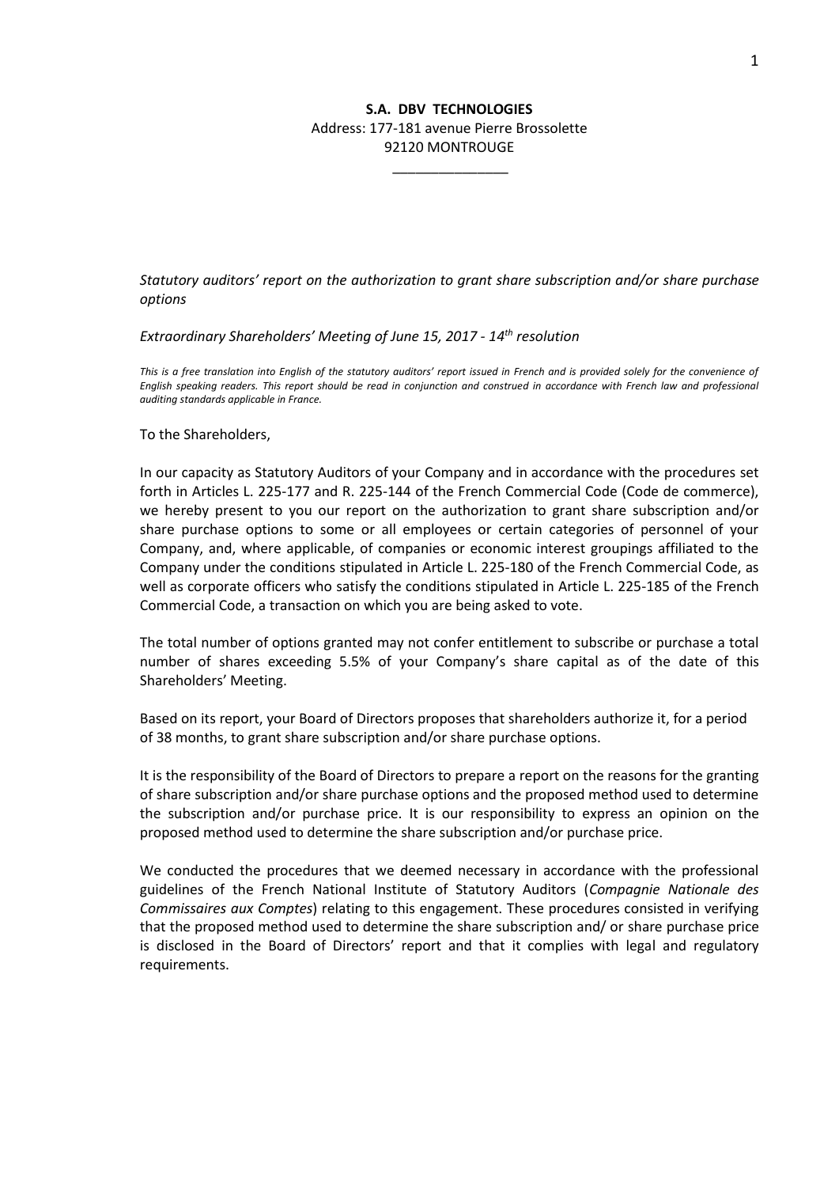**S.A. DBV TECHNOLOGIES**
Address: 177-181 avenue Pierre Brossolette
92120 MONTROUGE

_______________

*Statutory auditors' report on the authorization to grant share subscription and/or share purchase options*

*Extraordinary Shareholders' Meeting of June 15, 2017 - 14th resolution*

*This is a free translation into English of the statutory auditors' report issued in French and is provided solely for the convenience of English speaking readers. This report should be read in conjunction and construed in accordance with French law and professional auditing standards applicable in France.*

To the Shareholders,

In our capacity as Statutory Auditors of your Company and in accordance with the procedures set forth in Articles L. 225-177 and R. 225-144 of the French Commercial Code (Code de commerce), we hereby present to you our report on the authorization to grant share subscription and/or share purchase options to some or all employees or certain categories of personnel of your Company, and, where applicable, of companies or economic interest groupings affiliated to the Company under the conditions stipulated in Article L. 225-180 of the French Commercial Code, as well as corporate officers who satisfy the conditions stipulated in Article L. 225-185 of the French Commercial Code, a transaction on which you are being asked to vote.

The total number of options granted may not confer entitlement to subscribe or purchase a total number of shares exceeding 5.5% of your Company's share capital as of the date of this Shareholders' Meeting.

Based on its report, your Board of Directors proposes that shareholders authorize it, for a period of 38 months, to grant share subscription and/or share purchase options.

It is the responsibility of the Board of Directors to prepare a report on the reasons for the granting of share subscription and/or share purchase options and the proposed method used to determine the subscription and/or purchase price. It is our responsibility to express an opinion on the proposed method used to determine the share subscription and/or purchase price.

We conducted the procedures that we deemed necessary in accordance with the professional guidelines of the French National Institute of Statutory Auditors (*Compagnie Nationale des Commissaires aux Comptes*) relating to this engagement. These procedures consisted in verifying that the proposed method used to determine the share subscription and/ or share purchase price is disclosed in the Board of Directors' report and that it complies with legal and regulatory requirements.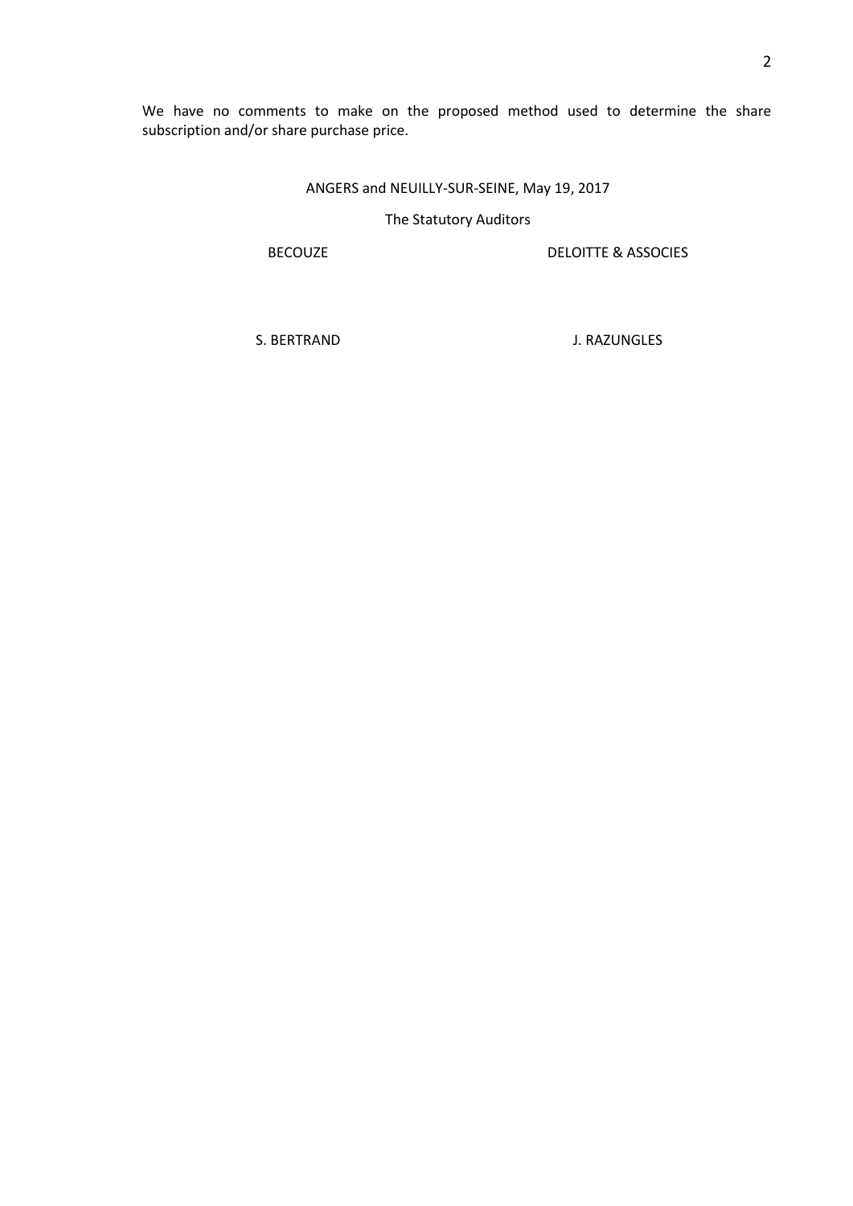We have no comments to make on the proposed method used to determine the share subscription and/or share purchase price.

ANGERS and NEUILLY-SUR-SEINE, May 19, 2017

The Statutory Auditors

| | |
|---|---|
| BECOUZE | DELOITTE & ASSOCIES |
| S. BERTRAND | J. RAZUNGLES |